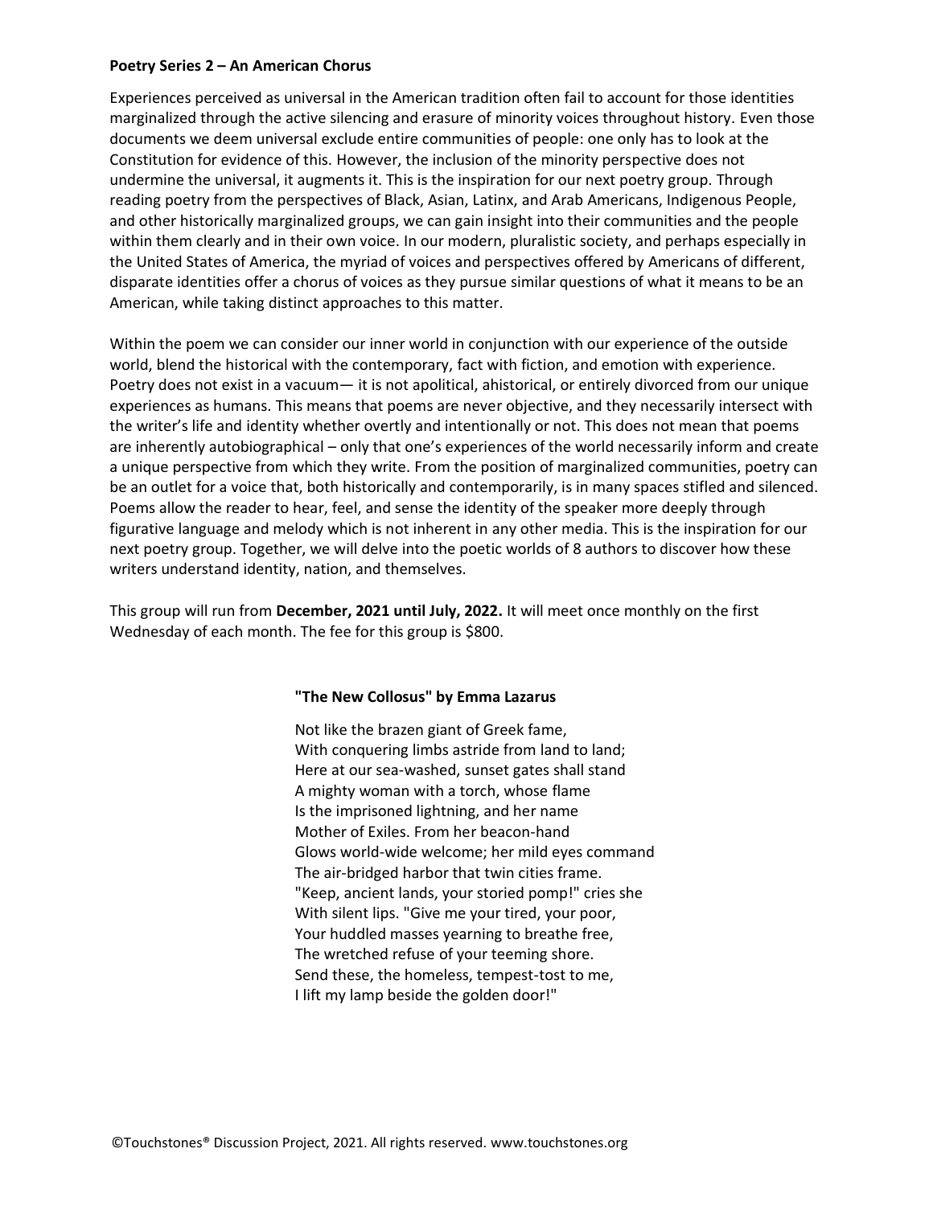**Poetry Series 2 – An American Chorus**

Experiences perceived as universal in the American tradition often fail to account for those identities marginalized through the active silencing and erasure of minority voices throughout history. Even those documents we deem universal exclude entire communities of people: one only has to look at the Constitution for evidence of this. However, the inclusion of the minority perspective does not undermine the universal, it augments it. This is the inspiration for our next poetry group. Through reading poetry from the perspectives of Black, Asian, Latinx, and Arab Americans, Indigenous People, and other historically marginalized groups, we can gain insight into their communities and the people within them clearly and in their own voice. In our modern, pluralistic society, and perhaps especially in the United States of America, the myriad of voices and perspectives offered by Americans of different, disparate identities offer a chorus of voices as they pursue similar questions of what it means to be an American, while taking distinct approaches to this matter.

Within the poem we can consider our inner world in conjunction with our experience of the outside world, blend the historical with the contemporary, fact with fiction, and emotion with experience. Poetry does not exist in a vacuum— it is not apolitical, ahistorical, or entirely divorced from our unique experiences as humans. This means that poems are never objective, and they necessarily intersect with the writer's life and identity whether overtly and intentionally or not. This does not mean that poems are inherently autobiographical – only that one's experiences of the world necessarily inform and create a unique perspective from which they write. From the position of marginalized communities, poetry can be an outlet for a voice that, both historically and contemporarily, is in many spaces stifled and silenced. Poems allow the reader to hear, feel, and sense the identity of the speaker more deeply through figurative language and melody which is not inherent in any other media. This is the inspiration for our next poetry group. Together, we will delve into the poetic worlds of 8 authors to discover how these writers understand identity, nation, and themselves.

This group will run from **December, 2021 until July, 2022.** It will meet once monthly on the first Wednesday of each month. The fee for this group is $800.

**"The New Collosus" by Emma Lazarus**

Not like the brazen giant of Greek fame,  
With conquering limbs astride from land to land;  
Here at our sea-washed, sunset gates shall stand  
A mighty woman with a torch, whose flame  
Is the imprisoned lightning, and her name  
Mother of Exiles. From her beacon-hand  
Glows world-wide welcome; her mild eyes command  
The air-bridged harbor that twin cities frame.  
"Keep, ancient lands, your storied pomp!" cries she  
With silent lips. "Give me your tired, your poor,  
Your huddled masses yearning to breathe free,  
The wretched refuse of your teeming shore.  
Send these, the homeless, tempest-tost to me,  
I lift my lamp beside the golden door!"

©Touchstones® Discussion Project, 2021. All rights reserved. www.touchstones.org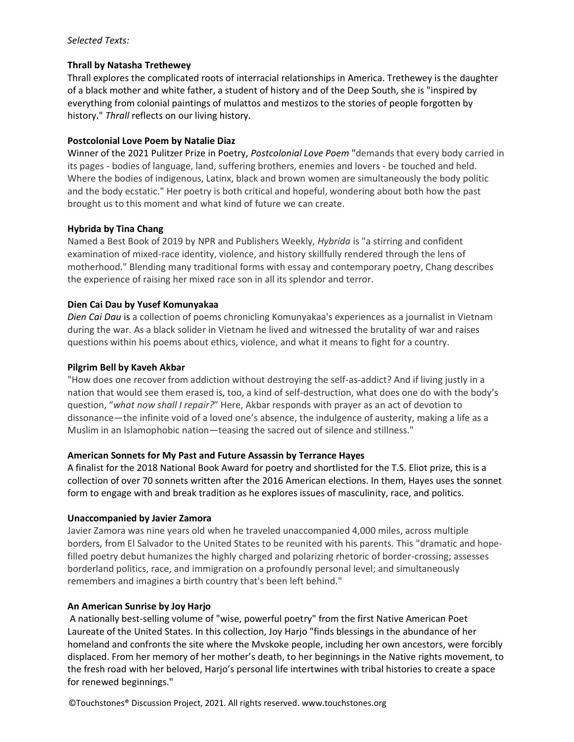*Selected Texts:*

**Thrall by Natasha Trethewey**

Thrall explores the complicated roots of interracial relationships in America. Trethewey is the daughter of a black mother and white father, a student of history and of the Deep South, she is "inspired by everything from colonial paintings of mulattos and mestizos to the stories of people forgotten by history." *Thrall* reflects on our living history.

**Postcolonial Love Poem by Natalie Diaz**

Winner of the 2021 Pulitzer Prize in Poetry, *Postcolonial Love Poem* "demands that every body carried in its pages - bodies of language, land, suffering brothers, enemies and lovers - be touched and held. Where the bodies of indigenous, Latinx, black and brown women are simultaneously the body politic and the body ecstatic." Her poetry is both critical and hopeful, wondering about both how the past brought us to this moment and what kind of future we can create.

**Hybrida by Tina Chang**

Named a Best Book of 2019 by NPR and Publishers Weekly, *Hybrida* is "a stirring and confident examination of mixed-race identity, violence, and history skillfully rendered through the lens of motherhood." Blending many traditional forms with essay and contemporary poetry, Chang describes the experience of raising her mixed race son in all its splendor and terror.

**Dien Cai Dau by Yusef Komunyakaa**

*Dien Cai Dau* is a collection of poems chronicling Komunyakaa's experiences as a journalist in Vietnam during the war. As a black solider in Vietnam he lived and witnessed the brutality of war and raises questions within his poems about ethics, violence, and what it means to fight for a country.

**Pilgrim Bell by Kaveh Akbar**

"How does one recover from addiction without destroying the self-as-addict? And if living justly in a nation that would see them erased is, too, a kind of self-destruction, what does one do with the body's question, "*what now shall I repair?*" Here, Akbar responds with prayer as an act of devotion to dissonance—the infinite void of a loved one's absence, the indulgence of austerity, making a life as a Muslim in an Islamophobic nation—teasing the sacred out of silence and stillness."

**American Sonnets for My Past and Future Assassin by Terrance Hayes**

A finalist for the 2018 National Book Award for poetry and shortlisted for the T.S. Eliot prize, this is a collection of over 70 sonnets written after the 2016 American elections. In them, Hayes uses the sonnet form to engage with and break tradition as he explores issues of masculinity, race, and politics.

**Unaccompanied by Javier Zamora**

Javier Zamora was nine years old when he traveled unaccompanied 4,000 miles, across multiple borders, from El Salvador to the United States to be reunited with his parents. This "dramatic and hope-filled poetry debut humanizes the highly charged and polarizing rhetoric of border-crossing; assesses borderland politics, race, and immigration on a profoundly personal level; and simultaneously remembers and imagines a birth country that's been left behind."

**An American Sunrise by Joy Harjo**

A nationally best-selling volume of "wise, powerful poetry" from the first Native American Poet Laureate of the United States. In this collection, Joy Harjo "finds blessings in the abundance of her homeland and confronts the site where the Mvskoke people, including her own ancestors, were forcibly displaced. From her memory of her mother's death, to her beginnings in the Native rights movement, to the fresh road with her beloved, Harjo's personal life intertwines with tribal histories to create a space for renewed beginnings."

©Touchstones® Discussion Project, 2021. All rights reserved. www.touchstones.org